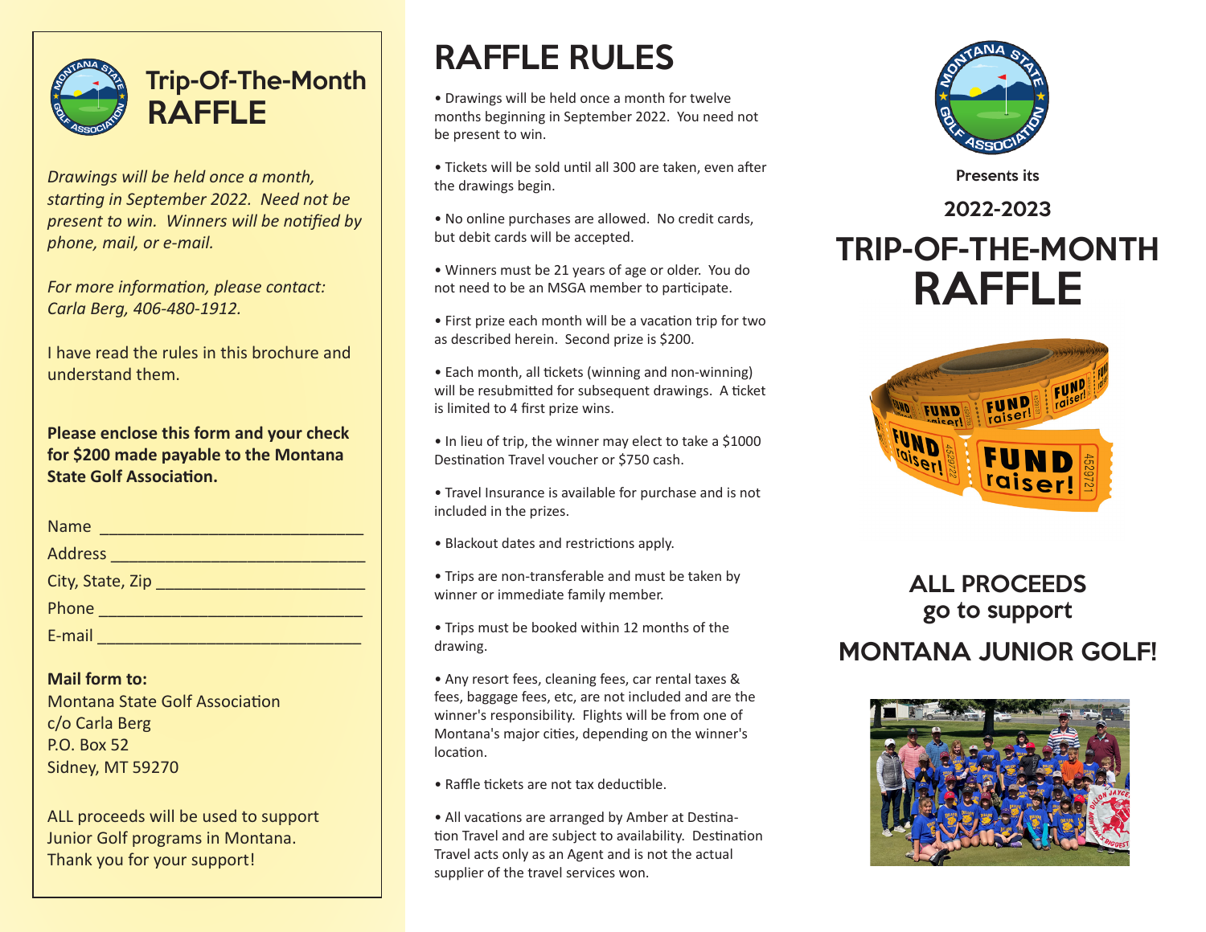# Trip-Of-The-Month RAFFLE

*Drawings will be held once a month, starting in September 2022. Need not be present to win. Winners will be notified by phone, mail, or e-mail.*

*For more information, please contact: Carla Berg, 406-480-1912.*

I have read the rules in this brochure and understand them.

**Please enclose this form and your check for $200 made payable to the Montana State Golf Association.**

Name ______________________________

Address ____________________________

City, State, Zip ______________________

Phone _____________________________

E-mail _____________________________

**Mail form to:**
Montana State Golf Association
c/o Carla Berg
P.O. Box 52
Sidney, MT 59270

ALL proceeds will be used to support Junior Golf programs in Montana. Thank you for your support!

# RAFFLE RULES

- Drawings will be held once a month for twelve months beginning in September 2022. You need not be present to win.
- Tickets will be sold until all 300 are taken, even after the drawings begin.
- No online purchases are allowed. No credit cards, but debit cards will be accepted.
- Winners must be 21 years of age or older. You do not need to be an MSGA member to participate.
- First prize each month will be a vacation trip for two as described herein. Second prize is $200.
- Each month, all tickets (winning and non-winning) will be resubmitted for subsequent drawings. A ticket is limited to 4 first prize wins.
- In lieu of trip, the winner may elect to take a $1000 Destination Travel voucher or $750 cash.
- Travel Insurance is available for purchase and is not included in the prizes.
- Blackout dates and restrictions apply.
- Trips are non-transferable and must be taken by winner or immediate family member.
- Trips must be booked within 12 months of the drawing.
- Any resort fees, cleaning fees, car rental taxes & fees, baggage fees, etc, are not included and are the winner's responsibility. Flights will be from one of Montana's major cities, depending on the winner's location.
- Raffle tickets are not tax deductible.
- All vacations are arranged by Amber at Destination Travel and are subject to availability. Destination Travel acts only as an Agent and is not the actual supplier of the travel services won.

Presents its

## 2022-2023

# TRIP-OF-THE-MONTH RAFFLE

## ALL PROCEEDS go to support

## MONTANA JUNIOR GOLF!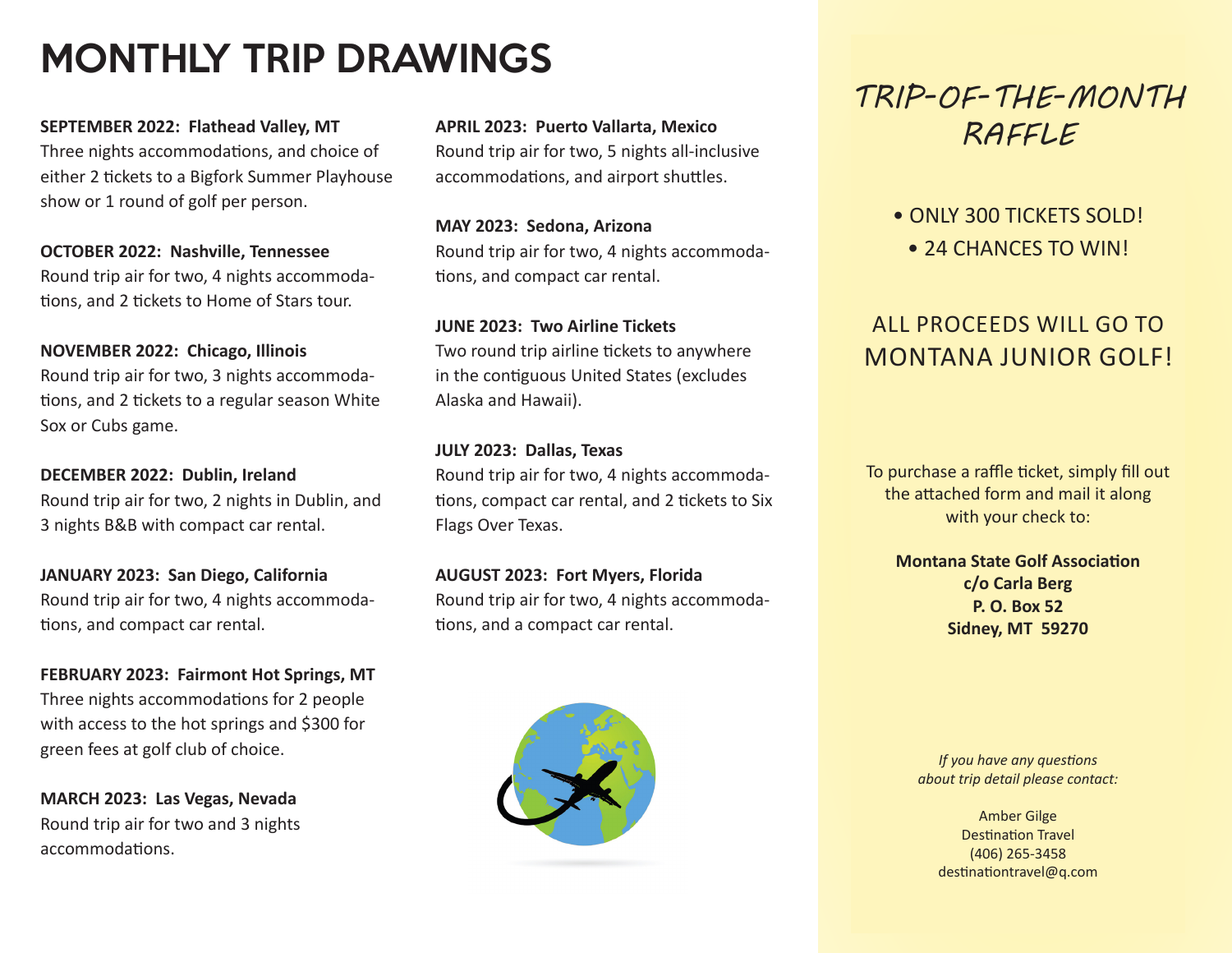# MONTHLY TRIP DRAWINGS

**SEPTEMBER 2022: Flathead Valley, MT**
Three nights accommodations, and choice of either 2 tickets to a Bigfork Summer Playhouse show or 1 round of golf per person.

**OCTOBER 2022: Nashville, Tennessee**
Round trip air for two, 4 nights accommodations, and 2 tickets to Home of Stars tour.

**NOVEMBER 2022: Chicago, Illinois**
Round trip air for two, 3 nights accommodations, and 2 tickets to a regular season White Sox or Cubs game.

**DECEMBER 2022: Dublin, Ireland**
Round trip air for two, 2 nights in Dublin, and 3 nights B&B with compact car rental.

**JANUARY 2023: San Diego, California**
Round trip air for two, 4 nights accommodations, and compact car rental.

**FEBRUARY 2023: Fairmont Hot Springs, MT**
Three nights accommodations for 2 people with access to the hot springs and $300 for green fees at golf club of choice.

**MARCH 2023: Las Vegas, Nevada**
Round trip air for two and 3 nights accommodations.

**APRIL 2023: Puerto Vallarta, Mexico**
Round trip air for two, 5 nights all-inclusive accommodations, and airport shuttles.

**MAY 2023: Sedona, Arizona**
Round trip air for two, 4 nights accommodations, and compact car rental.

**JUNE 2023: Two Airline Tickets**
Two round trip airline tickets to anywhere in the contiguous United States (excludes Alaska and Hawaii).

**JULY 2023: Dallas, Texas**
Round trip air for two, 4 nights accommodations, compact car rental, and 2 tickets to Six Flags Over Texas.

**AUGUST 2023: Fort Myers, Florida**
Round trip air for two, 4 nights accommodations, and a compact car rental.

## TRIP-OF-THE-MONTH RAFFLE

- ONLY 300 TICKETS SOLD!
- 24 CHANCES TO WIN!

ALL PROCEEDS WILL GO TO MONTANA JUNIOR GOLF!

To purchase a raffle ticket, simply fill out the attached form and mail it along with your check to:

**Montana State Golf Association**
**c/o Carla Berg**
**P. O. Box 52**
**Sidney, MT 59270**

*If you have any questions about trip detail please contact:*

Amber Gilge
Destination Travel
(406) 265-3458
destinationtravel@q.com